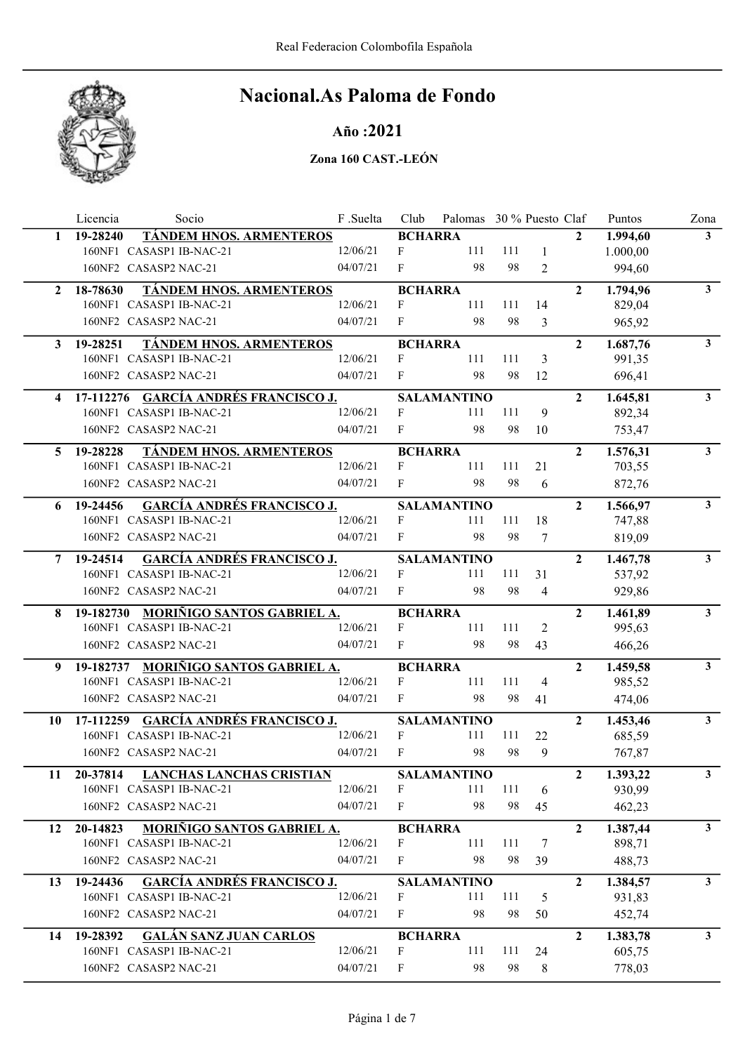# Nacional.As Paloma de Fondo

## Año :2021

### Zona 160 CAST.-LEÓN

| | Licencia | Socio | F .Suelta | Club | Palomas | 30 % | Puesto | Claf | Puntos | Zona |
|---|---|---|---|---|---|---|---|---|---|---|
| **1** | **19-28240** | **TÁNDEM HNOS. ARMENTEROS** | | **BCHARRA** | | | | **2** | **1.994,60** | **3** |
| | 160NF1 | CASASP1 IB-NAC-21 | 12/06/21 | F | 111 | 111 | 1 | | 1.000,00 | |
| | 160NF2 | CASASP2 NAC-21 | 04/07/21 | F | 98 | 98 | 2 | | 994,60 | |
| **2** | **18-78630** | **TÁNDEM HNOS. ARMENTEROS** | | **BCHARRA** | | | | **2** | **1.794,96** | **3** |
| | 160NF1 | CASASP1 IB-NAC-21 | 12/06/21 | F | 111 | 111 | 14 | | 829,04 | |
| | 160NF2 | CASASP2 NAC-21 | 04/07/21 | F | 98 | 98 | 3 | | 965,92 | |
| **3** | **19-28251** | **TÁNDEM HNOS. ARMENTEROS** | | **BCHARRA** | | | | **2** | **1.687,76** | **3** |
| | 160NF1 | CASASP1 IB-NAC-21 | 12/06/21 | F | 111 | 111 | 3 | | 991,35 | |
| | 160NF2 | CASASP2 NAC-21 | 04/07/21 | F | 98 | 98 | 12 | | 696,41 | |
| **4** | **17-112276** | **GARCÍA ANDRÉS FRANCISCO J.** | | **SALAMANTINO** | | | | **2** | **1.645,81** | **3** |
| | 160NF1 | CASASP1 IB-NAC-21 | 12/06/21 | F | 111 | 111 | 9 | | 892,34 | |
| | 160NF2 | CASASP2 NAC-21 | 04/07/21 | F | 98 | 98 | 10 | | 753,47 | |
| **5** | **19-28228** | **TÁNDEM HNOS. ARMENTEROS** | | **BCHARRA** | | | | **2** | **1.576,31** | **3** |
| | 160NF1 | CASASP1 IB-NAC-21 | 12/06/21 | F | 111 | 111 | 21 | | 703,55 | |
| | 160NF2 | CASASP2 NAC-21 | 04/07/21 | F | 98 | 98 | 6 | | 872,76 | |
| **6** | **19-24456** | **GARCÍA ANDRÉS FRANCISCO J.** | | **SALAMANTINO** | | | | **2** | **1.566,97** | **3** |
| | 160NF1 | CASASP1 IB-NAC-21 | 12/06/21 | F | 111 | 111 | 18 | | 747,88 | |
| | 160NF2 | CASASP2 NAC-21 | 04/07/21 | F | 98 | 98 | 7 | | 819,09 | |
| **7** | **19-24514** | **GARCÍA ANDRÉS FRANCISCO J.** | | **SALAMANTINO** | | | | **2** | **1.467,78** | **3** |
| | 160NF1 | CASASP1 IB-NAC-21 | 12/06/21 | F | 111 | 111 | 31 | | 537,92 | |
| | 160NF2 | CASASP2 NAC-21 | 04/07/21 | F | 98 | 98 | 4 | | 929,86 | |
| **8** | **19-182730** | **MORIÑIGO SANTOS GABRIEL A.** | | **BCHARRA** | | | | **2** | **1.461,89** | **3** |
| | 160NF1 | CASASP1 IB-NAC-21 | 12/06/21 | F | 111 | 111 | 2 | | 995,63 | |
| | 160NF2 | CASASP2 NAC-21 | 04/07/21 | F | 98 | 98 | 43 | | 466,26 | |
| **9** | **19-182737** | **MORIÑIGO SANTOS GABRIEL A.** | | **BCHARRA** | | | | **2** | **1.459,58** | **3** |
| | 160NF1 | CASASP1 IB-NAC-21 | 12/06/21 | F | 111 | 111 | 4 | | 985,52 | |
| | 160NF2 | CASASP2 NAC-21 | 04/07/21 | F | 98 | 98 | 41 | | 474,06 | |
| **10** | **17-112259** | **GARCÍA ANDRÉS FRANCISCO J.** | | **SALAMANTINO** | | | | **2** | **1.453,46** | **3** |
| | 160NF1 | CASASP1 IB-NAC-21 | 12/06/21 | F | 111 | 111 | 22 | | 685,59 | |
| | 160NF2 | CASASP2 NAC-21 | 04/07/21 | F | 98 | 98 | 9 | | 767,87 | |
| **11** | **20-37814** | **LANCHAS LANCHAS CRISTIAN** | | **SALAMANTINO** | | | | **2** | **1.393,22** | **3** |
| | 160NF1 | CASASP1 IB-NAC-21 | 12/06/21 | F | 111 | 111 | 6 | | 930,99 | |
| | 160NF2 | CASASP2 NAC-21 | 04/07/21 | F | 98 | 98 | 45 | | 462,23 | |
| **12** | **20-14823** | **MORIÑIGO SANTOS GABRIEL A.** | | **BCHARRA** | | | | **2** | **1.387,44** | **3** |
| | 160NF1 | CASASP1 IB-NAC-21 | 12/06/21 | F | 111 | 111 | 7 | | 898,71 | |
| | 160NF2 | CASASP2 NAC-21 | 04/07/21 | F | 98 | 98 | 39 | | 488,73 | |
| **13** | **19-24436** | **GARCÍA ANDRÉS FRANCISCO J.** | | **SALAMANTINO** | | | | **2** | **1.384,57** | **3** |
| | 160NF1 | CASASP1 IB-NAC-21 | 12/06/21 | F | 111 | 111 | 5 | | 931,83 | |
| | 160NF2 | CASASP2 NAC-21 | 04/07/21 | F | 98 | 98 | 50 | | 452,74 | |
| **14** | **19-28392** | **GALÁN SANZ JUAN CARLOS** | | **BCHARRA** | | | | **2** | **1.383,78** | **3** |
| | 160NF1 | CASASP1 IB-NAC-21 | 12/06/21 | F | 111 | 111 | 24 | | 605,75 | |
| | 160NF2 | CASASP2 NAC-21 | 04/07/21 | F | 98 | 98 | 8 | | 778,03 | |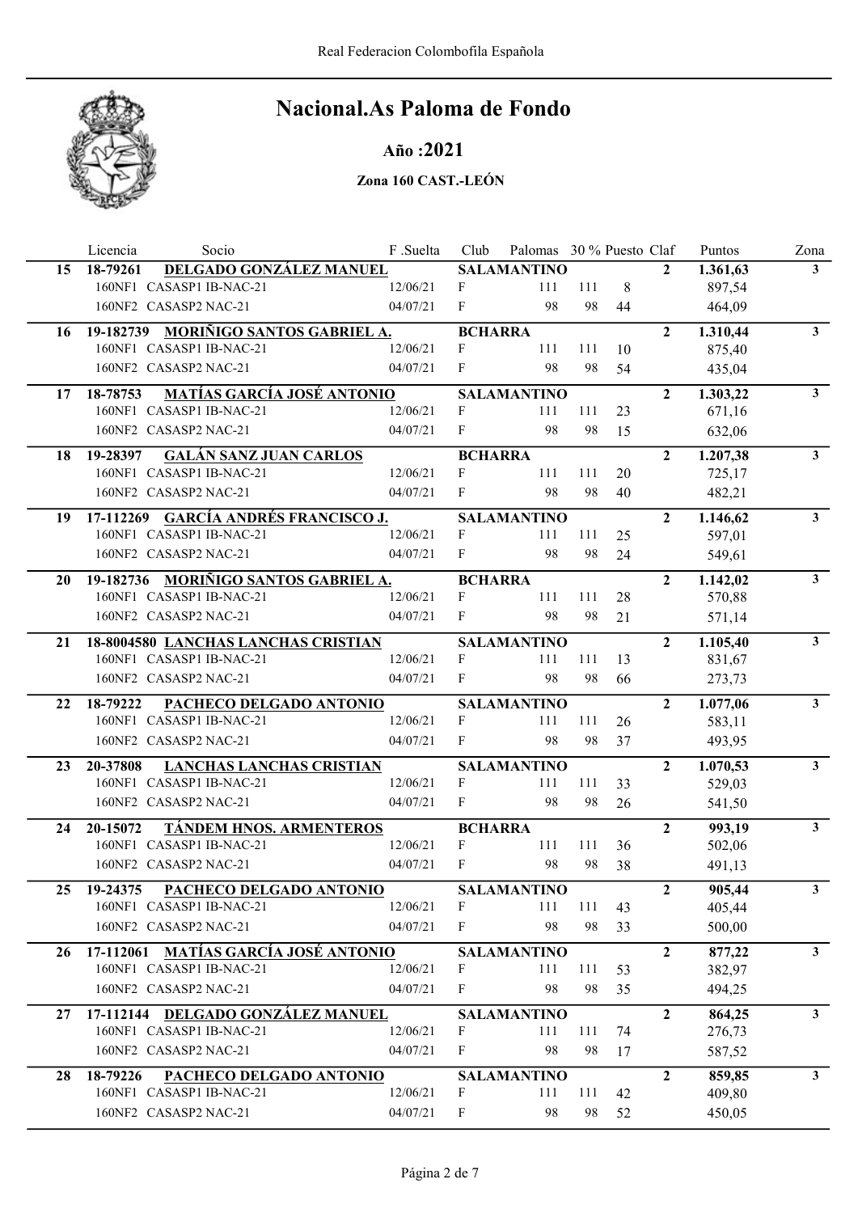# Nacional.As Paloma de Fondo

**Año :2021**

**Zona 160 CAST.-LEÓN**

| | Licencia | Socio | F .Suelta | Club | Palomas | 30 % | Puesto | Claf | Puntos | Zona |
|---|---|---|---|---|---|---|---|---|---|---|
| **15** | **18-79261** | **DELGADO GONZÁLEZ MANUEL** | | **SALAMANTINO** | | | | **2** | **1.361,63** | **3** |
| | 160NF1 | CASASP1 IB-NAC-21 | 12/06/21 | F | 111 | 111 | 8 | | 897,54 | |
| | 160NF2 | CASASP2 NAC-21 | 04/07/21 | F | 98 | 98 | 44 | | 464,09 | |
| **16** | **19-182739** | **MORIÑIGO SANTOS GABRIEL A.** | | **BCHARRA** | | | | **2** | **1.310,44** | **3** |
| | 160NF1 | CASASP1 IB-NAC-21 | 12/06/21 | F | 111 | 111 | 10 | | 875,40 | |
| | 160NF2 | CASASP2 NAC-21 | 04/07/21 | F | 98 | 98 | 54 | | 435,04 | |
| **17** | **18-78753** | **MATÍAS GARCÍA JOSÉ ANTONIO** | | **SALAMANTINO** | | | | **2** | **1.303,22** | **3** |
| | 160NF1 | CASASP1 IB-NAC-21 | 12/06/21 | F | 111 | 111 | 23 | | 671,16 | |
| | 160NF2 | CASASP2 NAC-21 | 04/07/21 | F | 98 | 98 | 15 | | 632,06 | |
| **18** | **19-28397** | **GALÁN SANZ JUAN CARLOS** | | **BCHARRA** | | | | **2** | **1.207,38** | **3** |
| | 160NF1 | CASASP1 IB-NAC-21 | 12/06/21 | F | 111 | 111 | 20 | | 725,17 | |
| | 160NF2 | CASASP2 NAC-21 | 04/07/21 | F | 98 | 98 | 40 | | 482,21 | |
| **19** | **17-112269** | **GARCÍA ANDRÉS FRANCISCO J.** | | **SALAMANTINO** | | | | **2** | **1.146,62** | **3** |
| | 160NF1 | CASASP1 IB-NAC-21 | 12/06/21 | F | 111 | 111 | 25 | | 597,01 | |
| | 160NF2 | CASASP2 NAC-21 | 04/07/21 | F | 98 | 98 | 24 | | 549,61 | |
| **20** | **19-182736** | **MORIÑIGO SANTOS GABRIEL A.** | | **BCHARRA** | | | | **2** | **1.142,02** | **3** |
| | 160NF1 | CASASP1 IB-NAC-21 | 12/06/21 | F | 111 | 111 | 28 | | 570,88 | |
| | 160NF2 | CASASP2 NAC-21 | 04/07/21 | F | 98 | 98 | 21 | | 571,14 | |
| **21** | **18-8004580** | **LANCHAS LANCHAS CRISTIAN** | | **SALAMANTINO** | | | | **2** | **1.105,40** | **3** |
| | 160NF1 | CASASP1 IB-NAC-21 | 12/06/21 | F | 111 | 111 | 13 | | 831,67 | |
| | 160NF2 | CASASP2 NAC-21 | 04/07/21 | F | 98 | 98 | 66 | | 273,73 | |
| **22** | **18-79222** | **PACHECO DELGADO ANTONIO** | | **SALAMANTINO** | | | | **2** | **1.077,06** | **3** |
| | 160NF1 | CASASP1 IB-NAC-21 | 12/06/21 | F | 111 | 111 | 26 | | 583,11 | |
| | 160NF2 | CASASP2 NAC-21 | 04/07/21 | F | 98 | 98 | 37 | | 493,95 | |
| **23** | **20-37808** | **LANCHAS LANCHAS CRISTIAN** | | **SALAMANTINO** | | | | **2** | **1.070,53** | **3** |
| | 160NF1 | CASASP1 IB-NAC-21 | 12/06/21 | F | 111 | 111 | 33 | | 529,03 | |
| | 160NF2 | CASASP2 NAC-21 | 04/07/21 | F | 98 | 98 | 26 | | 541,50 | |
| **24** | **20-15072** | **TÁNDEM HNOS. ARMENTEROS** | | **BCHARRA** | | | | **2** | **993,19** | **3** |
| | 160NF1 | CASASP1 IB-NAC-21 | 12/06/21 | F | 111 | 111 | 36 | | 502,06 | |
| | 160NF2 | CASASP2 NAC-21 | 04/07/21 | F | 98 | 98 | 38 | | 491,13 | |
| **25** | **19-24375** | **PACHECO DELGADO ANTONIO** | | **SALAMANTINO** | | | | **2** | **905,44** | **3** |
| | 160NF1 | CASASP1 IB-NAC-21 | 12/06/21 | F | 111 | 111 | 43 | | 405,44 | |
| | 160NF2 | CASASP2 NAC-21 | 04/07/21 | F | 98 | 98 | 33 | | 500,00 | |
| **26** | **17-112061** | **MATÍAS GARCÍA JOSÉ ANTONIO** | | **SALAMANTINO** | | | | **2** | **877,22** | **3** |
| | 160NF1 | CASASP1 IB-NAC-21 | 12/06/21 | F | 111 | 111 | 53 | | 382,97 | |
| | 160NF2 | CASASP2 NAC-21 | 04/07/21 | F | 98 | 98 | 35 | | 494,25 | |
| **27** | **17-112144** | **DELGADO GONZÁLEZ MANUEL** | | **SALAMANTINO** | | | | **2** | **864,25** | **3** |
| | 160NF1 | CASASP1 IB-NAC-21 | 12/06/21 | F | 111 | 111 | 74 | | 276,73 | |
| | 160NF2 | CASASP2 NAC-21 | 04/07/21 | F | 98 | 98 | 17 | | 587,52 | |
| **28** | **18-79226** | **PACHECO DELGADO ANTONIO** | | **SALAMANTINO** | | | | **2** | **859,85** | **3** |
| | 160NF1 | CASASP1 IB-NAC-21 | 12/06/21 | F | 111 | 111 | 42 | | 409,80 | |
| | 160NF2 | CASASP2 NAC-21 | 04/07/21 | F | 98 | 98 | 52 | | 450,05 | |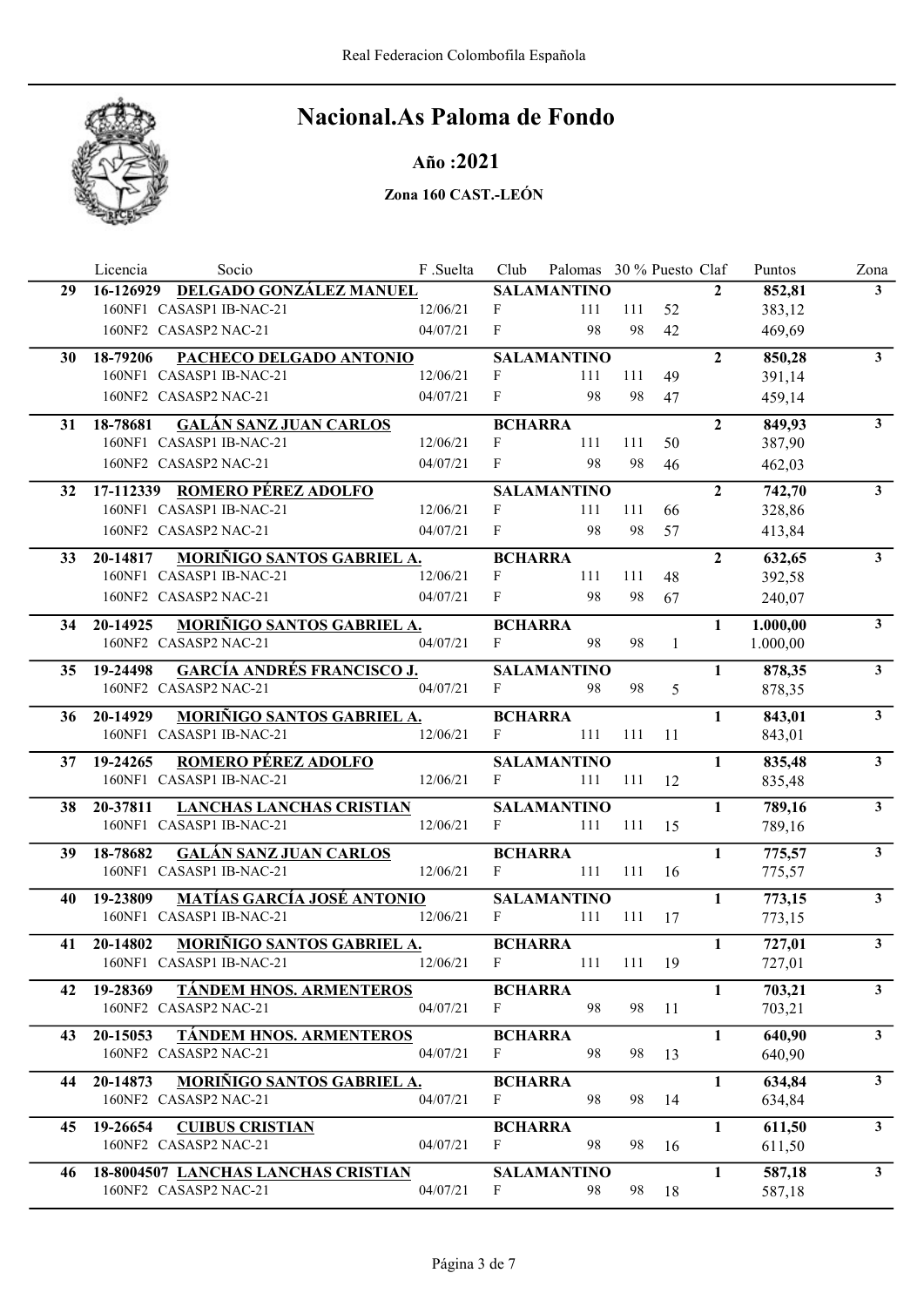# Nacional.As Paloma de Fondo

## Año :2021

### Zona 160 CAST.-LEÓN

| | Licencia | Socio | F .Suelta | Club | Palomas | 30 % | Puesto | Claf | Puntos | Zona |
|---|---|---|---|---|---|---|---|---|---|---|
| **29** | **16-126929** | **DELGADO GONZÁLEZ MANUEL** | | **SALAMANTINO** | | | | **2** | **852,81** | **3** |
| | 160NF1 | CASASP1 IB-NAC-21 | 12/06/21 | F | 111 | 111 | 52 | | 383,12 | |
| | 160NF2 | CASASP2 NAC-21 | 04/07/21 | F | 98 | 98 | 42 | | 469,69 | |
| **30** | **18-79206** | **PACHECO DELGADO ANTONIO** | | **SALAMANTINO** | | | | **2** | **850,28** | **3** |
| | 160NF1 | CASASP1 IB-NAC-21 | 12/06/21 | F | 111 | 111 | 49 | | 391,14 | |
| | 160NF2 | CASASP2 NAC-21 | 04/07/21 | F | 98 | 98 | 47 | | 459,14 | |
| **31** | **18-78681** | **GALÁN SANZ JUAN CARLOS** | | **BCHARRA** | | | | **2** | **849,93** | **3** |
| | 160NF1 | CASASP1 IB-NAC-21 | 12/06/21 | F | 111 | 111 | 50 | | 387,90 | |
| | 160NF2 | CASASP2 NAC-21 | 04/07/21 | F | 98 | 98 | 46 | | 462,03 | |
| **32** | **17-112339** | **ROMERO PÉREZ ADOLFO** | | **SALAMANTINO** | | | | **2** | **742,70** | **3** |
| | 160NF1 | CASASP1 IB-NAC-21 | 12/06/21 | F | 111 | 111 | 66 | | 328,86 | |
| | 160NF2 | CASASP2 NAC-21 | 04/07/21 | F | 98 | 98 | 57 | | 413,84 | |
| **33** | **20-14817** | **MORIÑIGO SANTOS GABRIEL A.** | | **BCHARRA** | | | | **2** | **632,65** | **3** |
| | 160NF1 | CASASP1 IB-NAC-21 | 12/06/21 | F | 111 | 111 | 48 | | 392,58 | |
| | 160NF2 | CASASP2 NAC-21 | 04/07/21 | F | 98 | 98 | 67 | | 240,07 | |
| **34** | **20-14925** | **MORIÑIGO SANTOS GABRIEL A.** | | **BCHARRA** | | | | **1** | **1.000,00** | **3** |
| | 160NF2 | CASASP2 NAC-21 | 04/07/21 | F | 98 | 98 | 1 | | 1.000,00 | |
| **35** | **19-24498** | **GARCÍA ANDRÉS FRANCISCO J.** | | **SALAMANTINO** | | | | **1** | **878,35** | **3** |
| | 160NF2 | CASASP2 NAC-21 | 04/07/21 | F | 98 | 98 | 5 | | 878,35 | |
| **36** | **20-14929** | **MORIÑIGO SANTOS GABRIEL A.** | | **BCHARRA** | | | | **1** | **843,01** | **3** |
| | 160NF1 | CASASP1 IB-NAC-21 | 12/06/21 | F | 111 | 111 | 11 | | 843,01 | |
| **37** | **19-24265** | **ROMERO PÉREZ ADOLFO** | | **SALAMANTINO** | | | | **1** | **835,48** | **3** |
| | 160NF1 | CASASP1 IB-NAC-21 | 12/06/21 | F | 111 | 111 | 12 | | 835,48 | |
| **38** | **20-37811** | **LANCHAS LANCHAS CRISTIAN** | | **SALAMANTINO** | | | | **1** | **789,16** | **3** |
| | 160NF1 | CASASP1 IB-NAC-21 | 12/06/21 | F | 111 | 111 | 15 | | 789,16 | |
| **39** | **18-78682** | **GALÁN SANZ JUAN CARLOS** | | **BCHARRA** | | | | **1** | **775,57** | **3** |
| | 160NF1 | CASASP1 IB-NAC-21 | 12/06/21 | F | 111 | 111 | 16 | | 775,57 | |
| **40** | **19-23809** | **MATÍAS GARCÍA JOSÉ ANTONIO** | | **SALAMANTINO** | | | | **1** | **773,15** | **3** |
| | 160NF1 | CASASP1 IB-NAC-21 | 12/06/21 | F | 111 | 111 | 17 | | 773,15 | |
| **41** | **20-14802** | **MORIÑIGO SANTOS GABRIEL A.** | | **BCHARRA** | | | | **1** | **727,01** | **3** |
| | 160NF1 | CASASP1 IB-NAC-21 | 12/06/21 | F | 111 | 111 | 19 | | 727,01 | |
| **42** | **19-28369** | **TÁNDEM HNOS. ARMENTEROS** | | **BCHARRA** | | | | **1** | **703,21** | **3** |
| | 160NF2 | CASASP2 NAC-21 | 04/07/21 | F | 98 | 98 | 11 | | 703,21 | |
| **43** | **20-15053** | **TÁNDEM HNOS. ARMENTEROS** | | **BCHARRA** | | | | **1** | **640,90** | **3** |
| | 160NF2 | CASASP2 NAC-21 | 04/07/21 | F | 98 | 98 | 13 | | 640,90 | |
| **44** | **20-14873** | **MORIÑIGO SANTOS GABRIEL A.** | | **BCHARRA** | | | | **1** | **634,84** | **3** |
| | 160NF2 | CASASP2 NAC-21 | 04/07/21 | F | 98 | 98 | 14 | | 634,84 | |
| **45** | **19-26654** | **CUIBUS CRISTIAN** | | **BCHARRA** | | | | **1** | **611,50** | **3** |
| | 160NF2 | CASASP2 NAC-21 | 04/07/21 | F | 98 | 98 | 16 | | 611,50 | |
| **46** | **18-8004507** | **LANCHAS LANCHAS CRISTIAN** | | **SALAMANTINO** | | | | **1** | **587,18** | **3** |
| | 160NF2 | CASASP2 NAC-21 | 04/07/21 | F | 98 | 98 | 18 | | 587,18 | |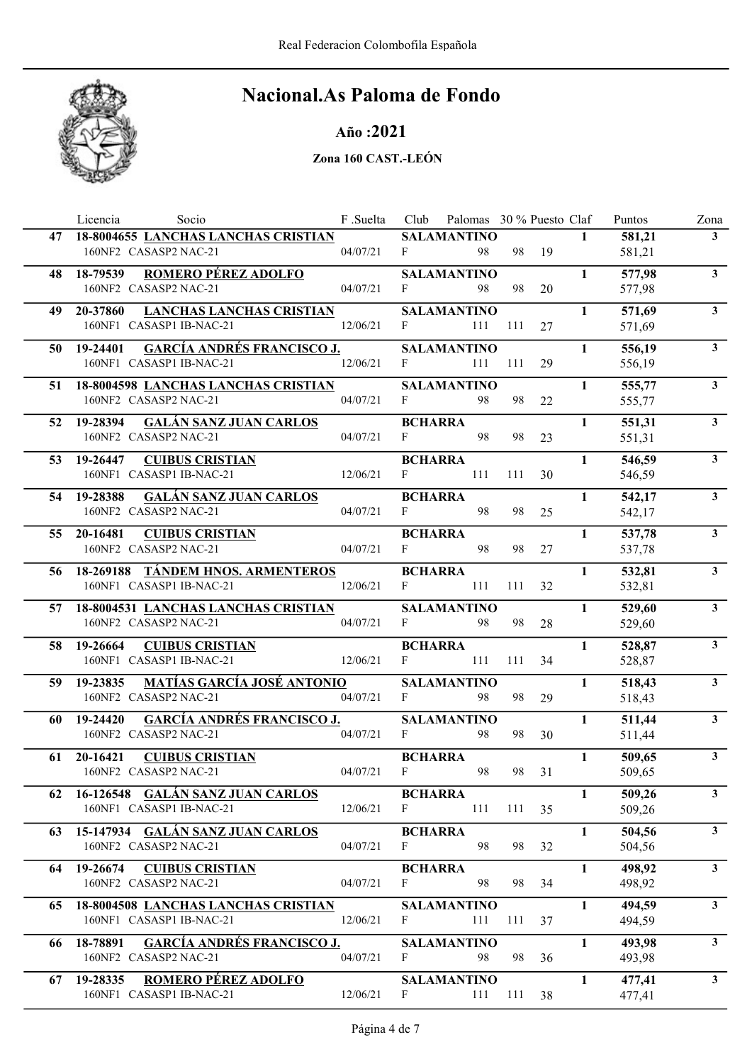# Nacional.As Paloma de Fondo

## Año :2021

### Zona 160 CAST.-LEÓN

| | Licencia | Socio | F .Suelta | Club | Palomas | 30 % | Puesto | Claf | Puntos | Zona |
|---|---|---|---|---|---|---|---|---|---|---|
| 47 | 18-8004655 | **LANCHAS LANCHAS CRISTIAN** | | **SALAMANTINO** | | | | **1** | **581,21** | **3** |
| | 160NF2 CASASP2 NAC-21 | | 04/07/21 | F | 98 | 98 | 19 | | 581,21 | |
| 48 | 18-79539 | **ROMERO PÉREZ ADOLFO** | | **SALAMANTINO** | | | | **1** | **577,98** | **3** |
| | 160NF2 CASASP2 NAC-21 | | 04/07/21 | F | 98 | 98 | 20 | | 577,98 | |
| 49 | 20-37860 | **LANCHAS LANCHAS CRISTIAN** | | **SALAMANTINO** | | | | **1** | **571,69** | **3** |
| | 160NF1 CASASP1 IB-NAC-21 | | 12/06/21 | F | 111 | 111 | 27 | | 571,69 | |
| 50 | 19-24401 | **GARCÍA ANDRÉS FRANCISCO J.** | | **SALAMANTINO** | | | | **1** | **556,19** | **3** |
| | 160NF1 CASASP1 IB-NAC-21 | | 12/06/21 | F | 111 | 111 | 29 | | 556,19 | |
| 51 | 18-8004598 | **LANCHAS LANCHAS CRISTIAN** | | **SALAMANTINO** | | | | **1** | **555,77** | **3** |
| | 160NF2 CASASP2 NAC-21 | | 04/07/21 | F | 98 | 98 | 22 | | 555,77 | |
| 52 | 19-28394 | **GALÁN SANZ JUAN CARLOS** | | **BCHARRA** | | | | **1** | **551,31** | **3** |
| | 160NF2 CASASP2 NAC-21 | | 04/07/21 | F | 98 | 98 | 23 | | 551,31 | |
| 53 | 19-26447 | **CUIBUS CRISTIAN** | | **BCHARRA** | | | | **1** | **546,59** | **3** |
| | 160NF1 CASASP1 IB-NAC-21 | | 12/06/21 | F | 111 | 111 | 30 | | 546,59 | |
| 54 | 19-28388 | **GALÁN SANZ JUAN CARLOS** | | **BCHARRA** | | | | **1** | **542,17** | **3** |
| | 160NF2 CASASP2 NAC-21 | | 04/07/21 | F | 98 | 98 | 25 | | 542,17 | |
| 55 | 20-16481 | **CUIBUS CRISTIAN** | | **BCHARRA** | | | | **1** | **537,78** | **3** |
| | 160NF2 CASASP2 NAC-21 | | 04/07/21 | F | 98 | 98 | 27 | | 537,78 | |
| 56 | 18-269188 | **TÁNDEM HNOS. ARMENTEROS** | | **BCHARRA** | | | | **1** | **532,81** | **3** |
| | 160NF1 CASASP1 IB-NAC-21 | | 12/06/21 | F | 111 | 111 | 32 | | 532,81 | |
| 57 | 18-8004531 | **LANCHAS LANCHAS CRISTIAN** | | **SALAMANTINO** | | | | **1** | **529,60** | **3** |
| | 160NF2 CASASP2 NAC-21 | | 04/07/21 | F | 98 | 98 | 28 | | 529,60 | |
| 58 | 19-26664 | **CUIBUS CRISTIAN** | | **BCHARRA** | | | | **1** | **528,87** | **3** |
| | 160NF1 CASASP1 IB-NAC-21 | | 12/06/21 | F | 111 | 111 | 34 | | 528,87 | |
| 59 | 19-23835 | **MATÍAS GARCÍA JOSÉ ANTONIO** | | **SALAMANTINO** | | | | **1** | **518,43** | **3** |
| | 160NF2 CASASP2 NAC-21 | | 04/07/21 | F | 98 | 98 | 29 | | 518,43 | |
| 60 | 19-24420 | **GARCÍA ANDRÉS FRANCISCO J.** | | **SALAMANTINO** | | | | **1** | **511,44** | **3** |
| | 160NF2 CASASP2 NAC-21 | | 04/07/21 | F | 98 | 98 | 30 | | 511,44 | |
| 61 | 20-16421 | **CUIBUS CRISTIAN** | | **BCHARRA** | | | | **1** | **509,65** | **3** |
| | 160NF2 CASASP2 NAC-21 | | 04/07/21 | F | 98 | 98 | 31 | | 509,65 | |
| 62 | 16-126548 | **GALÁN SANZ JUAN CARLOS** | | **BCHARRA** | | | | **1** | **509,26** | **3** |
| | 160NF1 CASASP1 IB-NAC-21 | | 12/06/21 | F | 111 | 111 | 35 | | 509,26 | |
| 63 | 15-147934 | **GALÁN SANZ JUAN CARLOS** | | **BCHARRA** | | | | **1** | **504,56** | **3** |
| | 160NF2 CASASP2 NAC-21 | | 04/07/21 | F | 98 | 98 | 32 | | 504,56 | |
| 64 | 19-26674 | **CUIBUS CRISTIAN** | | **BCHARRA** | | | | **1** | **498,92** | **3** |
| | 160NF2 CASASP2 NAC-21 | | 04/07/21 | F | 98 | 98 | 34 | | 498,92 | |
| 65 | 18-8004508 | **LANCHAS LANCHAS CRISTIAN** | | **SALAMANTINO** | | | | **1** | **494,59** | **3** |
| | 160NF1 CASASP1 IB-NAC-21 | | 12/06/21 | F | 111 | 111 | 37 | | 494,59 | |
| 66 | 18-78891 | **GARCÍA ANDRÉS FRANCISCO J.** | | **SALAMANTINO** | | | | **1** | **493,98** | **3** |
| | 160NF2 CASASP2 NAC-21 | | 04/07/21 | F | 98 | 98 | 36 | | 493,98 | |
| 67 | 19-28335 | **ROMERO PÉREZ ADOLFO** | | **SALAMANTINO** | | | | **1** | **477,41** | **3** |
| | 160NF1 CASASP1 IB-NAC-21 | | 12/06/21 | F | 111 | 111 | 38 | | 477,41 | |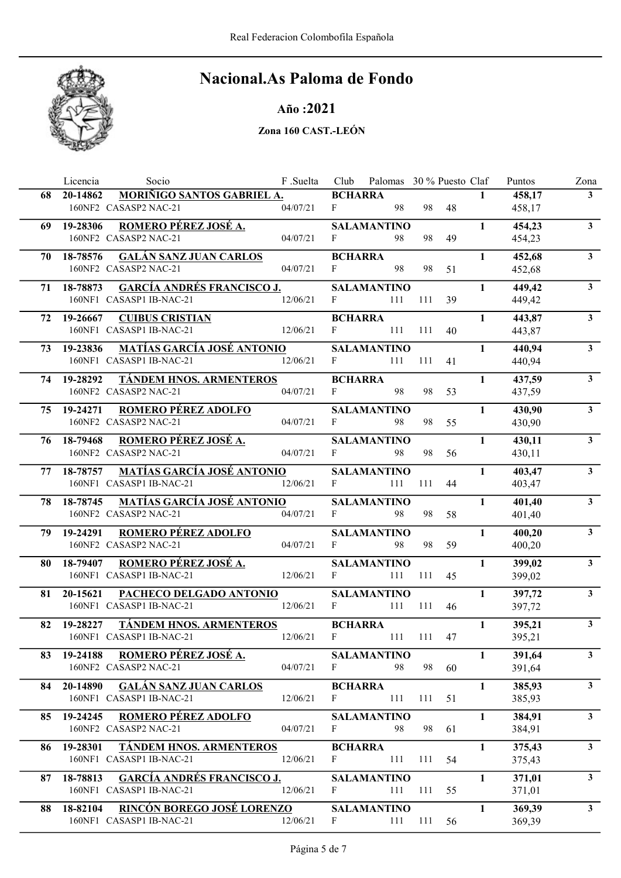# Nacional.As Paloma de Fondo

## Año :2021

### Zona 160 CAST.-LEÓN

| | Licencia | Socio | F .Suelta | Club | Palomas | 30 % | Puesto | Claf | Puntos | Zona |
|---|---|---|---|---|---|---|---|---|---|---|
| 68 | 20-14862 | MORIÑIGO SANTOS GABRIEL A. | | BCHARRA | | | | 1 | 458,17 | 3 |
| | 160NF2 | CASASP2 NAC-21 | 04/07/21 | F | 98 | 98 | 48 | | 458,17 | |
| 69 | 19-28306 | ROMERO PÉREZ JOSÉ A. | | SALAMANTINO | | | | 1 | 454,23 | 3 |
| | 160NF2 | CASASP2 NAC-21 | 04/07/21 | F | 98 | 98 | 49 | | 454,23 | |
| 70 | 18-78576 | GALÁN SANZ JUAN CARLOS | | BCHARRA | | | | 1 | 452,68 | 3 |
| | 160NF2 | CASASP2 NAC-21 | 04/07/21 | F | 98 | 98 | 51 | | 452,68 | |
| 71 | 18-78873 | GARCÍA ANDRÉS FRANCISCO J. | | SALAMANTINO | | | | 1 | 449,42 | 3 |
| | 160NF1 | CASASP1 IB-NAC-21 | 12/06/21 | F | 111 | 111 | 39 | | 449,42 | |
| 72 | 19-26667 | CUIBUS CRISTIAN | | BCHARRA | | | | 1 | 443,87 | 3 |
| | 160NF1 | CASASP1 IB-NAC-21 | 12/06/21 | F | 111 | 111 | 40 | | 443,87 | |
| 73 | 19-23836 | MATÍAS GARCÍA JOSÉ ANTONIO | | SALAMANTINO | | | | 1 | 440,94 | 3 |
| | 160NF1 | CASASP1 IB-NAC-21 | 12/06/21 | F | 111 | 111 | 41 | | 440,94 | |
| 74 | 19-28292 | TÁNDEM HNOS. ARMENTEROS | | BCHARRA | | | | 1 | 437,59 | 3 |
| | 160NF2 | CASASP2 NAC-21 | 04/07/21 | F | 98 | 98 | 53 | | 437,59 | |
| 75 | 19-24271 | ROMERO PÉREZ ADOLFO | | SALAMANTINO | | | | 1 | 430,90 | 3 |
| | 160NF2 | CASASP2 NAC-21 | 04/07/21 | F | 98 | 98 | 55 | | 430,90 | |
| 76 | 18-79468 | ROMERO PÉREZ JOSÉ A. | | SALAMANTINO | | | | 1 | 430,11 | 3 |
| | 160NF2 | CASASP2 NAC-21 | 04/07/21 | F | 98 | 98 | 56 | | 430,11 | |
| 77 | 18-78757 | MATÍAS GARCÍA JOSÉ ANTONIO | | SALAMANTINO | | | | 1 | 403,47 | 3 |
| | 160NF1 | CASASP1 IB-NAC-21 | 12/06/21 | F | 111 | 111 | 44 | | 403,47 | |
| 78 | 18-78745 | MATÍAS GARCÍA JOSÉ ANTONIO | | SALAMANTINO | | | | 1 | 401,40 | 3 |
| | 160NF2 | CASASP2 NAC-21 | 04/07/21 | F | 98 | 98 | 58 | | 401,40 | |
| 79 | 19-24291 | ROMERO PÉREZ ADOLFO | | SALAMANTINO | | | | 1 | 400,20 | 3 |
| | 160NF2 | CASASP2 NAC-21 | 04/07/21 | F | 98 | 98 | 59 | | 400,20 | |
| 80 | 18-79407 | ROMERO PÉREZ JOSÉ A. | | SALAMANTINO | | | | 1 | 399,02 | 3 |
| | 160NF1 | CASASP1 IB-NAC-21 | 12/06/21 | F | 111 | 111 | 45 | | 399,02 | |
| 81 | 20-15621 | PACHECO DELGADO ANTONIO | | SALAMANTINO | | | | 1 | 397,72 | 3 |
| | 160NF1 | CASASP1 IB-NAC-21 | 12/06/21 | F | 111 | 111 | 46 | | 397,72 | |
| 82 | 19-28227 | TÁNDEM HNOS. ARMENTEROS | | BCHARRA | | | | 1 | 395,21 | 3 |
| | 160NF1 | CASASP1 IB-NAC-21 | 12/06/21 | F | 111 | 111 | 47 | | 395,21 | |
| 83 | 19-24188 | ROMERO PÉREZ JOSÉ A. | | SALAMANTINO | | | | 1 | 391,64 | 3 |
| | 160NF2 | CASASP2 NAC-21 | 04/07/21 | F | 98 | 98 | 60 | | 391,64 | |
| 84 | 20-14890 | GALÁN SANZ JUAN CARLOS | | BCHARRA | | | | 1 | 385,93 | 3 |
| | 160NF1 | CASASP1 IB-NAC-21 | 12/06/21 | F | 111 | 111 | 51 | | 385,93 | |
| 85 | 19-24245 | ROMERO PÉREZ ADOLFO | | SALAMANTINO | | | | 1 | 384,91 | 3 |
| | 160NF2 | CASASP2 NAC-21 | 04/07/21 | F | 98 | 98 | 61 | | 384,91 | |
| 86 | 19-28301 | TÁNDEM HNOS. ARMENTEROS | | BCHARRA | | | | 1 | 375,43 | 3 |
| | 160NF1 | CASASP1 IB-NAC-21 | 12/06/21 | F | 111 | 111 | 54 | | 375,43 | |
| 87 | 18-78813 | GARCÍA ANDRÉS FRANCISCO J. | | SALAMANTINO | | | | 1 | 371,01 | 3 |
| | 160NF1 | CASASP1 IB-NAC-21 | 12/06/21 | F | 111 | 111 | 55 | | 371,01 | |
| 88 | 18-82104 | RINCÓN BOREGO JOSÉ LORENZO | | SALAMANTINO | | | | 1 | 369,39 | 3 |
| | 160NF1 | CASASP1 IB-NAC-21 | 12/06/21 | F | 111 | 111 | 56 | | 369,39 | |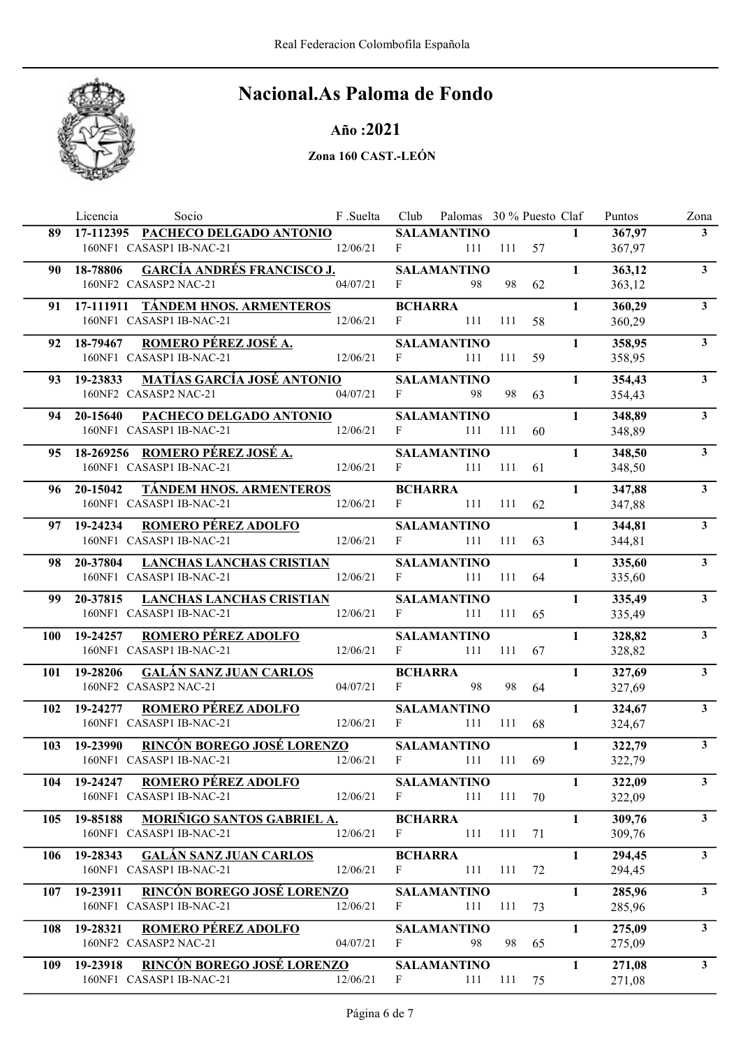# Nacional.As Paloma de Fondo

### Año :2021

#### Zona 160 CAST.-LEÓN

| | Licencia | Socio | F .Suelta | Club | Palomas | 30 % | Puesto | Claf | Puntos | Zona |
|---|---|---|---|---|---|---|---|---|---|---|
| **89** | **17-112395** | **PACHECO DELGADO ANTONIO** | | **SALAMANTINO** | | | | **1** | **367,97** | **3** |
| | 160NF1 | CASASP1 IB-NAC-21 | 12/06/21 | F | 111 | 111 | 57 | | 367,97 | |
| **90** | **18-78806** | **GARCÍA ANDRÉS FRANCISCO J.** | | **SALAMANTINO** | | | | **1** | **363,12** | **3** |
| | 160NF2 | CASASP2 NAC-21 | 04/07/21 | F | 98 | 98 | 62 | | 363,12 | |
| **91** | **17-111911** | **TÁNDEM HNOS. ARMENTEROS** | | **BCHARRA** | | | | **1** | **360,29** | **3** |
| | 160NF1 | CASASP1 IB-NAC-21 | 12/06/21 | F | 111 | 111 | 58 | | 360,29 | |
| **92** | **18-79467** | **ROMERO PÉREZ JOSÉ A.** | | **SALAMANTINO** | | | | **1** | **358,95** | **3** |
| | 160NF1 | CASASP1 IB-NAC-21 | 12/06/21 | F | 111 | 111 | 59 | | 358,95 | |
| **93** | **19-23833** | **MATÍAS GARCÍA JOSÉ ANTONIO** | | **SALAMANTINO** | | | | **1** | **354,43** | **3** |
| | 160NF2 | CASASP2 NAC-21 | 04/07/21 | F | 98 | 98 | 63 | | 354,43 | |
| **94** | **20-15640** | **PACHECO DELGADO ANTONIO** | | **SALAMANTINO** | | | | **1** | **348,89** | **3** |
| | 160NF1 | CASASP1 IB-NAC-21 | 12/06/21 | F | 111 | 111 | 60 | | 348,89 | |
| **95** | **18-269256** | **ROMERO PÉREZ JOSÉ A.** | | **SALAMANTINO** | | | | **1** | **348,50** | **3** |
| | 160NF1 | CASASP1 IB-NAC-21 | 12/06/21 | F | 111 | 111 | 61 | | 348,50 | |
| **96** | **20-15042** | **TÁNDEM HNOS. ARMENTEROS** | | **BCHARRA** | | | | **1** | **347,88** | **3** |
| | 160NF1 | CASASP1 IB-NAC-21 | 12/06/21 | F | 111 | 111 | 62 | | 347,88 | |
| **97** | **19-24234** | **ROMERO PÉREZ ADOLFO** | | **SALAMANTINO** | | | | **1** | **344,81** | **3** |
| | 160NF1 | CASASP1 IB-NAC-21 | 12/06/21 | F | 111 | 111 | 63 | | 344,81 | |
| **98** | **20-37804** | **LANCHAS LANCHAS CRISTIAN** | | **SALAMANTINO** | | | | **1** | **335,60** | **3** |
| | 160NF1 | CASASP1 IB-NAC-21 | 12/06/21 | F | 111 | 111 | 64 | | 335,60 | |
| **99** | **20-37815** | **LANCHAS LANCHAS CRISTIAN** | | **SALAMANTINO** | | | | **1** | **335,49** | **3** |
| | 160NF1 | CASASP1 IB-NAC-21 | 12/06/21 | F | 111 | 111 | 65 | | 335,49 | |
| **100** | **19-24257** | **ROMERO PÉREZ ADOLFO** | | **SALAMANTINO** | | | | **1** | **328,82** | **3** |
| | 160NF1 | CASASP1 IB-NAC-21 | 12/06/21 | F | 111 | 111 | 67 | | 328,82 | |
| **101** | **19-28206** | **GALÁN SANZ JUAN CARLOS** | | **BCHARRA** | | | | **1** | **327,69** | **3** |
| | 160NF2 | CASASP2 NAC-21 | 04/07/21 | F | 98 | 98 | 64 | | 327,69 | |
| **102** | **19-24277** | **ROMERO PÉREZ ADOLFO** | | **SALAMANTINO** | | | | **1** | **324,67** | **3** |
| | 160NF1 | CASASP1 IB-NAC-21 | 12/06/21 | F | 111 | 111 | 68 | | 324,67 | |
| **103** | **19-23990** | **RINCÓN BOREGO JOSÉ LORENZO** | | **SALAMANTINO** | | | | **1** | **322,79** | **3** |
| | 160NF1 | CASASP1 IB-NAC-21 | 12/06/21 | F | 111 | 111 | 69 | | 322,79 | |
| **104** | **19-24247** | **ROMERO PÉREZ ADOLFO** | | **SALAMANTINO** | | | | **1** | **322,09** | **3** |
| | 160NF1 | CASASP1 IB-NAC-21 | 12/06/21 | F | 111 | 111 | 70 | | 322,09 | |
| **105** | **19-85188** | **MORIÑIGO SANTOS GABRIEL A.** | | **BCHARRA** | | | | **1** | **309,76** | **3** |
| | 160NF1 | CASASP1 IB-NAC-21 | 12/06/21 | F | 111 | 111 | 71 | | 309,76 | |
| **106** | **19-28343** | **GALÁN SANZ JUAN CARLOS** | | **BCHARRA** | | | | **1** | **294,45** | **3** |
| | 160NF1 | CASASP1 IB-NAC-21 | 12/06/21 | F | 111 | 111 | 72 | | 294,45 | |
| **107** | **19-23911** | **RINCÓN BOREGO JOSÉ LORENZO** | | **SALAMANTINO** | | | | **1** | **285,96** | **3** |
| | 160NF1 | CASASP1 IB-NAC-21 | 12/06/21 | F | 111 | 111 | 73 | | 285,96 | |
| **108** | **19-28321** | **ROMERO PÉREZ ADOLFO** | | **SALAMANTINO** | | | | **1** | **275,09** | **3** |
| | 160NF2 | CASASP2 NAC-21 | 04/07/21 | F | 98 | 98 | 65 | | 275,09 | |
| **109** | **19-23918** | **RINCÓN BOREGO JOSÉ LORENZO** | | **SALAMANTINO** | | | | **1** | **271,08** | **3** |
| | 160NF1 | CASASP1 IB-NAC-21 | 12/06/21 | F | 111 | 111 | 75 | | 271,08 | |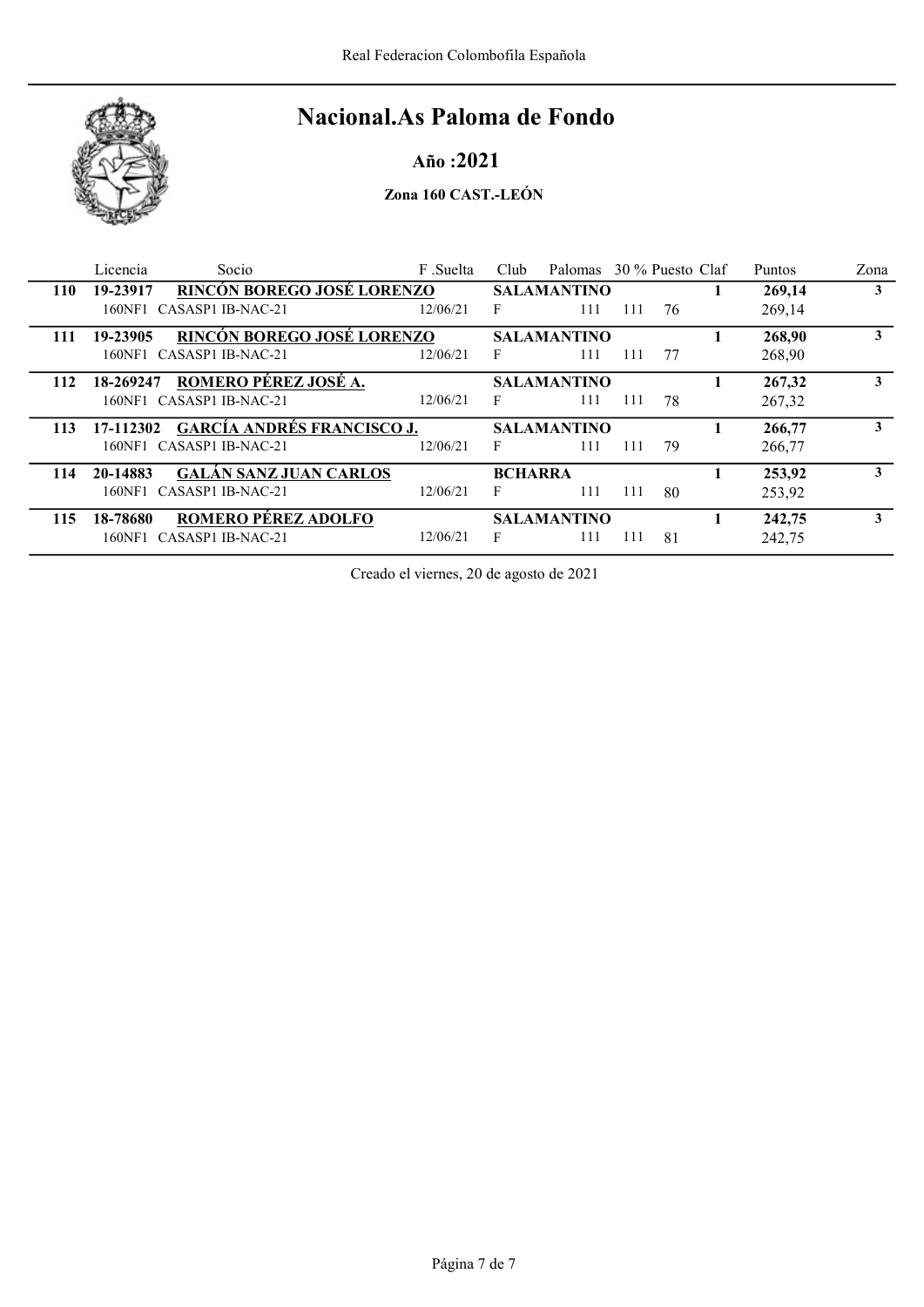# Nacional.As Paloma de Fondo

## Año :2021

### Zona 160 CAST.-LEÓN

| | Licencia | Socio | F .Suelta | Club | Palomas | 30 % | Puesto | Claf | Puntos | Zona |
|---|---|---|---|---|---|---|---|---|---|---|
| **110** | **19-23917** | **RINCÓN BOREGO JOSÉ LORENZO** | | **SALAMANTINO** | | | | **1** | **269,14** | **3** |
| | 160NF1 | CASASP1 IB-NAC-21 | 12/06/21 | F | 111 | 111 | 76 | | 269,14 | |
| **111** | **19-23905** | **RINCÓN BOREGO JOSÉ LORENZO** | | **SALAMANTINO** | | | | **1** | **268,90** | **3** |
| | 160NF1 | CASASP1 IB-NAC-21 | 12/06/21 | F | 111 | 111 | 77 | | 268,90 | |
| **112** | **18-269247** | **ROMERO PÉREZ JOSÉ A.** | | **SALAMANTINO** | | | | **1** | **267,32** | **3** |
| | 160NF1 | CASASP1 IB-NAC-21 | 12/06/21 | F | 111 | 111 | 78 | | 267,32 | |
| **113** | **17-112302** | **GARCÍA ANDRÉS FRANCISCO J.** | | **SALAMANTINO** | | | | **1** | **266,77** | **3** |
| | 160NF1 | CASASP1 IB-NAC-21 | 12/06/21 | F | 111 | 111 | 79 | | 266,77 | |
| **114** | **20-14883** | **GALÁN SANZ JUAN CARLOS** | | **BCHARRA** | | | | **1** | **253,92** | **3** |
| | 160NF1 | CASASP1 IB-NAC-21 | 12/06/21 | F | 111 | 111 | 80 | | 253,92 | |
| **115** | **18-78680** | **ROMERO PÉREZ ADOLFO** | | **SALAMANTINO** | | | | **1** | **242,75** | **3** |
| | 160NF1 | CASASP1 IB-NAC-21 | 12/06/21 | F | 111 | 111 | 81 | | 242,75 | |

Creado el viernes, 20 de agosto de 2021